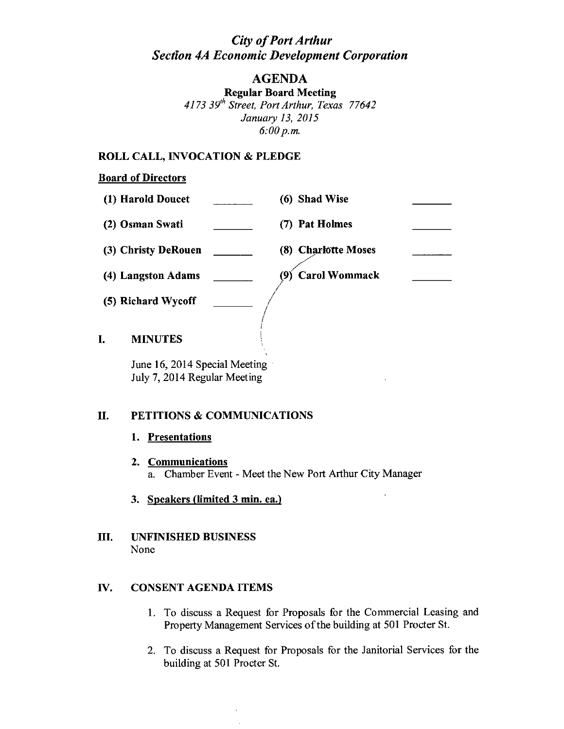# *City of Port Arthur*
# *Section 4A Economic Development Corporation*

## AGENDA

**Regular Board Meeting**
*4173 39th Street, Port Arthur, Texas 77642*
*January 13, 2015*
*6:00 p.m.*

### ROLL CALL, INVOCATION & PLEDGE

**Board of Directors**

| | | | |
|---|---|---|---|
| **(1) Harold Doucet** | _______ | **(6) Shad Wise** | _______ |
| **(2) Osman Swati** | _______ | **(7) Pat Holmes** | _______ |
| **(3) Christy DeRouen** | _______ | **(8) Charlotte Moses** | _______ |
| **(4) Langston Adams** | _______ | **(9) Carol Wommack** | _______ |
| **(5) Richard Wycoff** | _______ | | |

### I. MINUTES

June 16, 2014 Special Meeting
July 7, 2014 Regular Meeting

### II. PETITIONS & COMMUNICATIONS

1. **Presentations**

2. **Communications**
   a. Chamber Event - Meet the New Port Arthur City Manager

3. **Speakers (limited 3 min. ea.)**

### III. UNFINISHED BUSINESS

None

### IV. CONSENT AGENDA ITEMS

1. To discuss a Request for Proposals for the Commercial Leasing and Property Management Services of the building at 501 Procter St.

2. To discuss a Request for Proposals for the Janitorial Services for the building at 501 Procter St.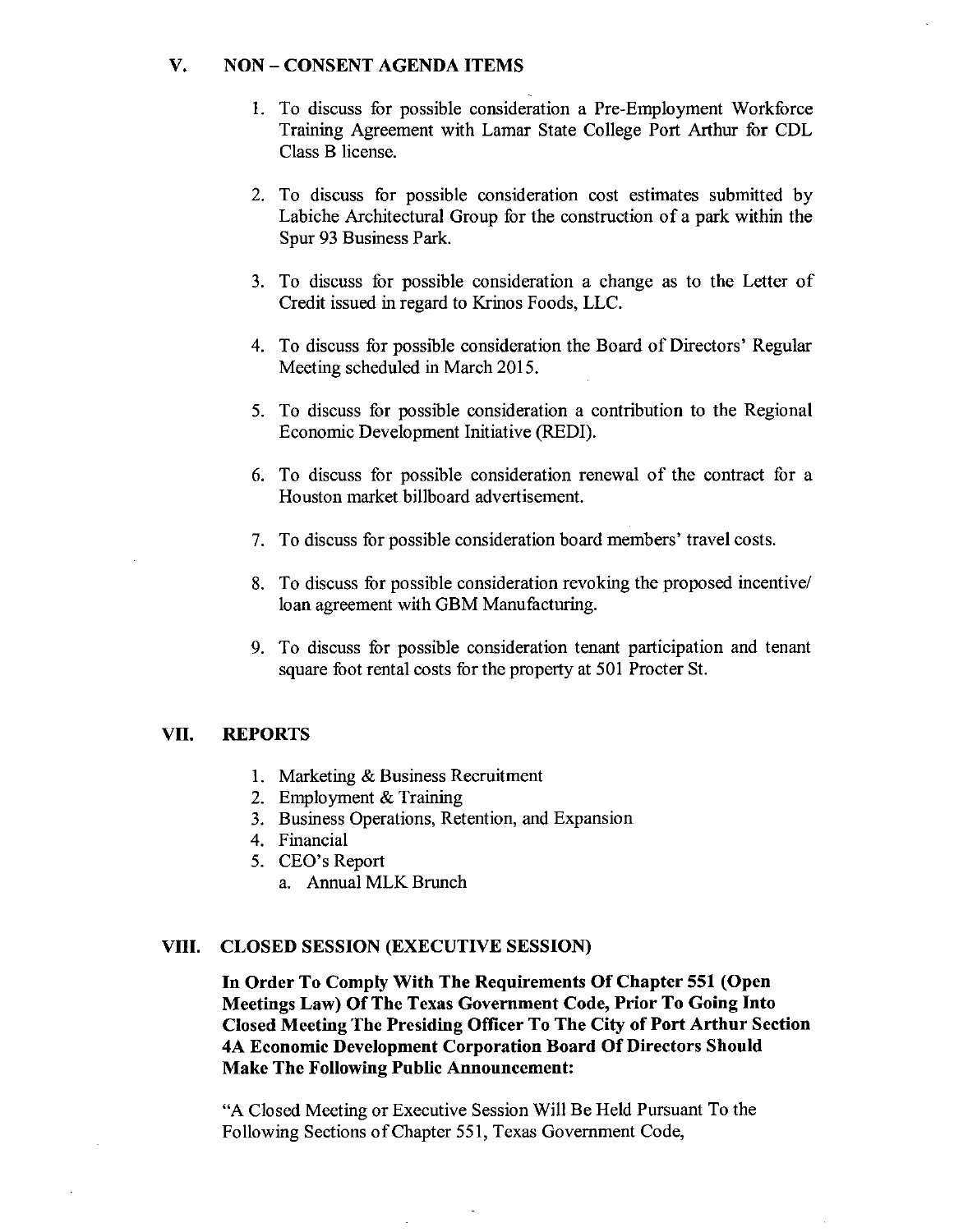## V. NON – CONSENT AGENDA ITEMS

1. To discuss for possible consideration a Pre-Employment Workforce Training Agreement with Lamar State College Port Arthur for CDL Class B license.

2. To discuss for possible consideration cost estimates submitted by Labiche Architectural Group for the construction of a park within the Spur 93 Business Park.

3. To discuss for possible consideration a change as to the Letter of Credit issued in regard to Krinos Foods, LLC.

4. To discuss for possible consideration the Board of Directors' Regular Meeting scheduled in March 2015.

5. To discuss for possible consideration a contribution to the Regional Economic Development Initiative (REDI).

6. To discuss for possible consideration renewal of the contract for a Houston market billboard advertisement.

7. To discuss for possible consideration board members' travel costs.

8. To discuss for possible consideration revoking the proposed incentive/ loan agreement with GBM Manufacturing.

9. To discuss for possible consideration tenant participation and tenant square foot rental costs for the property at 501 Procter St.

## VII. REPORTS

1. Marketing & Business Recruitment
2. Employment & Training
3. Business Operations, Retention, and Expansion
4. Financial
5. CEO's Report
   a. Annual MLK Brunch

## VIII. CLOSED SESSION (EXECUTIVE SESSION)

**In Order To Comply With The Requirements Of Chapter 551 (Open Meetings Law) Of The Texas Government Code, Prior To Going Into Closed Meeting The Presiding Officer To The City of Port Arthur Section 4A Economic Development Corporation Board Of Directors Should Make The Following Public Announcement:**

"A Closed Meeting or Executive Session Will Be Held Pursuant To the Following Sections of Chapter 551, Texas Government Code,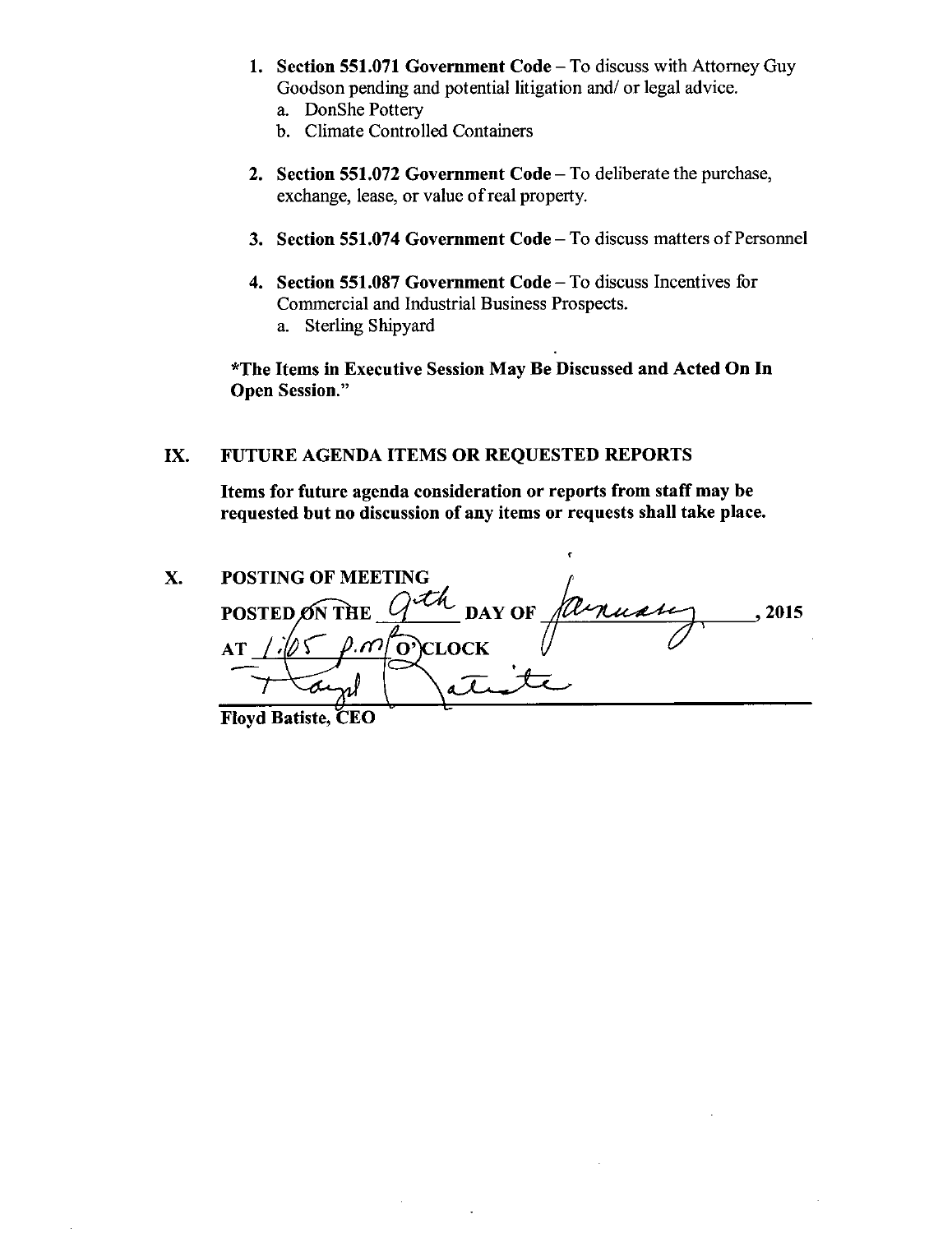1. **Section 551.071 Government Code** – To discuss with Attorney Guy Goodson pending and potential litigation and/ or legal advice.
   a. DonShe Pottery
   b. Climate Controlled Containers

2. **Section 551.072 Government Code** – To deliberate the purchase, exchange, lease, or value of real property.

3. **Section 551.074 Government Code** – To discuss matters of Personnel

4. **Section 551.087 Government Code** – To discuss Incentives for Commercial and Industrial Business Prospects.
   a. Sterling Shipyard

**\*The Items in Executive Session May Be Discussed and Acted On In Open Session."**

## IX. FUTURE AGENDA ITEMS OR REQUESTED REPORTS

**Items for future agenda consideration or reports from staff may be requested but no discussion of any items or requests shall take place.**

## X. POSTING OF MEETING

**POSTED ON THE** 9th **DAY OF** January**, 2015**

**AT** 1:05 p.m. **O'CLOCK**

Floyd Batiste

**Floyd Batiste, CEO**